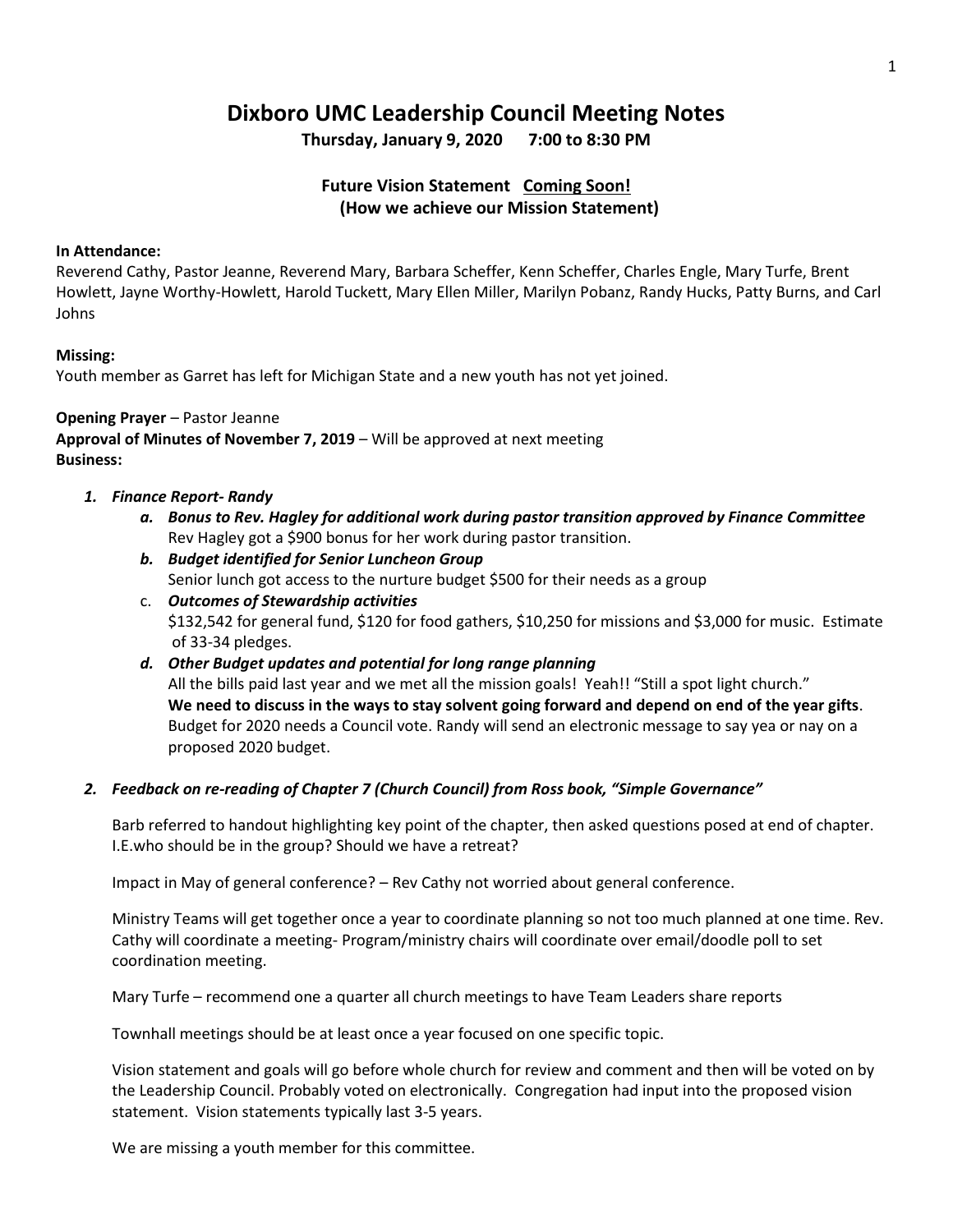# Dixboro UMC Leadership Council Meeting Notes

**Thursday, January 9, 2020 7:00 to 8:30 PM**

**Future Vision Statement <u>Coming Soon!</u>**
**(How we achieve our Mission Statement)**

**In Attendance:**
Reverend Cathy, Pastor Jeanne, Reverend Mary, Barbara Scheffer, Kenn Scheffer, Charles Engle, Mary Turfe, Brent Howlett, Jayne Worthy-Howlett, Harold Tuckett, Mary Ellen Miller, Marilyn Pobanz, Randy Hucks, Patty Burns, and Carl Johns

**Missing:**
Youth member as Garret has left for Michigan State and a new youth has not yet joined.

**Opening Prayer** – Pastor Jeanne
**Approval of Minutes of November 7, 2019** – Will be approved at next meeting
**Business:**

1. ***Finance Report- Randy***
   a. ***Bonus to Rev. Hagley for additional work during pastor transition approved by Finance Committee***
      Rev Hagley got a $900 bonus for her work during pastor transition.
   b. ***Budget identified for Senior Luncheon Group***
      Senior lunch got access to the nurture budget $500 for their needs as a group
   c. ***Outcomes of Stewardship activities***
      $132,542 for general fund, $120 for food gathers, $10,250 for missions and $3,000 for music. Estimate of 33-34 pledges.
   d. ***Other Budget updates and potential for long range planning***
      All the bills paid last year and we met all the mission goals! Yeah!! "Still a spot light church."
      **We need to discuss in the ways to stay solvent going forward and depend on end of the year gifts**.
      Budget for 2020 needs a Council vote. Randy will send an electronic message to say yea or nay on a proposed 2020 budget.

2. ***Feedback on re-reading of Chapter 7 (Church Council) from Ross book, "Simple Governance"***

   Barb referred to handout highlighting key point of the chapter, then asked questions posed at end of chapter. I.E.who should be in the group? Should we have a retreat?

   Impact in May of general conference? – Rev Cathy not worried about general conference.

   Ministry Teams will get together once a year to coordinate planning so not too much planned at one time. Rev. Cathy will coordinate a meeting- Program/ministry chairs will coordinate over email/doodle poll to set coordination meeting.

   Mary Turfe – recommend one a quarter all church meetings to have Team Leaders share reports

   Townhall meetings should be at least once a year focused on one specific topic.

   Vision statement and goals will go before whole church for review and comment and then will be voted on by the Leadership Council. Probably voted on electronically. Congregation had input into the proposed vision statement. Vision statements typically last 3-5 years.

   We are missing a youth member for this committee.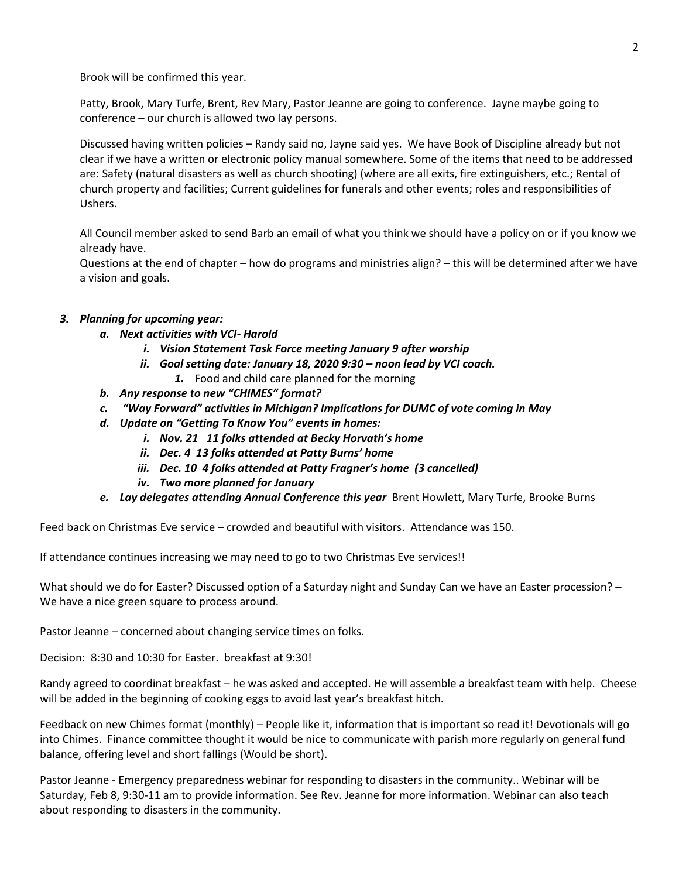Brook will be confirmed this year.

Patty, Brook, Mary Turfe, Brent, Rev Mary, Pastor Jeanne are going to conference. Jayne maybe going to conference – our church is allowed two lay persons.

Discussed having written policies – Randy said no, Jayne said yes. We have Book of Discipline already but not clear if we have a written or electronic policy manual somewhere. Some of the items that need to be addressed are: Safety (natural disasters as well as church shooting) (where are all exits, fire extinguishers, etc.; Rental of church property and facilities; Current guidelines for funerals and other events; roles and responsibilities of Ushers.

All Council member asked to send Barb an email of what you think we should have a policy on or if you know we already have.
Questions at the end of chapter – how do programs and ministries align? – this will be determined after we have a vision and goals.

3. ***Planning for upcoming year:***
   a. ***Next activities with VCI- Harold***
      i. ***Vision Statement Task Force meeting January 9 after worship***
      ii. ***Goal setting date: January 18, 2020 9:30 – noon lead by VCI coach.***
         1. Food and child care planned for the morning
   b. ***Any response to new "CHIMES" format?***
   c. ***"Way Forward" activities in Michigan? Implications for DUMC of vote coming in May***
   d. ***Update on "Getting To Know You" events in homes:***
      i. ***Nov. 21 11 folks attended at Becky Horvath's home***
      ii. ***Dec. 4 13 folks attended at Patty Burns' home***
      iii. ***Dec. 10 4 folks attended at Patty Fragner's home (3 cancelled)***
      iv. ***Two more planned for January***
   e. ***Lay delegates attending Annual Conference this year*** Brent Howlett, Mary Turfe, Brooke Burns

Feed back on Christmas Eve service – crowded and beautiful with visitors. Attendance was 150.

If attendance continues increasing we may need to go to two Christmas Eve services!!

What should we do for Easter? Discussed option of a Saturday night and Sunday Can we have an Easter procession? – We have a nice green square to process around.

Pastor Jeanne – concerned about changing service times on folks.

Decision: 8:30 and 10:30 for Easter. breakfast at 9:30!

Randy agreed to coordinat breakfast – he was asked and accepted. He will assemble a breakfast team with help. Cheese will be added in the beginning of cooking eggs to avoid last year's breakfast hitch.

Feedback on new Chimes format (monthly) – People like it, information that is important so read it! Devotionals will go into Chimes. Finance committee thought it would be nice to communicate with parish more regularly on general fund balance, offering level and short fallings (Would be short).

Pastor Jeanne - Emergency preparedness webinar for responding to disasters in the community.. Webinar will be Saturday, Feb 8, 9:30-11 am to provide information. See Rev. Jeanne for more information. Webinar can also teach about responding to disasters in the community.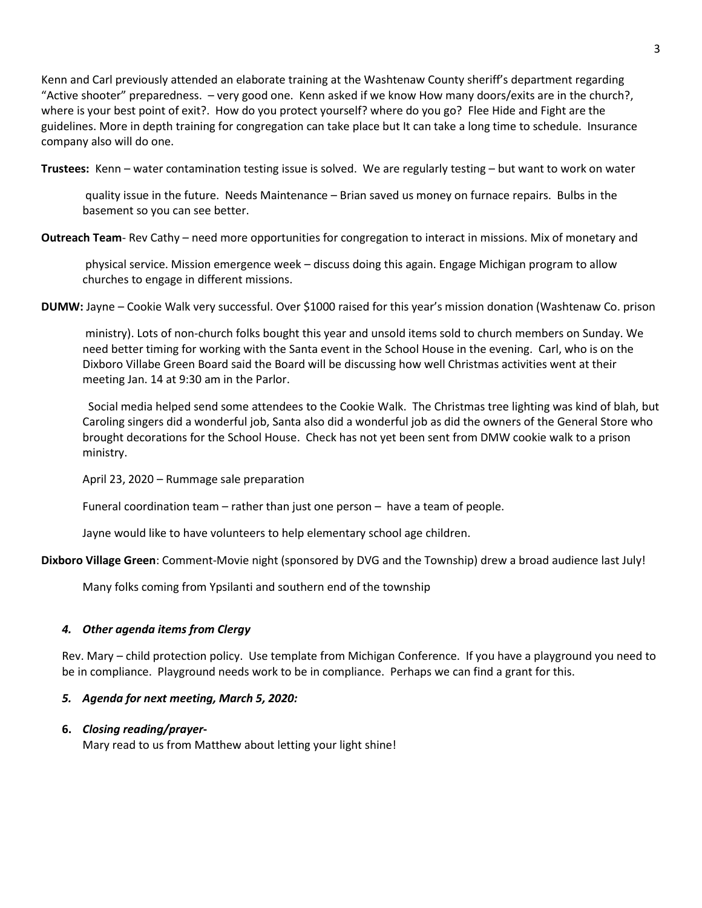Kenn and Carl previously attended an elaborate training at the Washtenaw County sheriff's department regarding "Active shooter" preparedness. – very good one. Kenn asked if we know How many doors/exits are in the church?, where is your best point of exit?. How do you protect yourself? where do you go? Flee Hide and Fight are the guidelines. More in depth training for congregation can take place but It can take a long time to schedule. Insurance company also will do one.

**Trustees:** Kenn – water contamination testing issue is solved. We are regularly testing – but want to work on water quality issue in the future. Needs Maintenance – Brian saved us money on furnace repairs. Bulbs in the basement so you can see better.

**Outreach Team**- Rev Cathy – need more opportunities for congregation to interact in missions. Mix of monetary and physical service. Mission emergence week – discuss doing this again. Engage Michigan program to allow churches to engage in different missions.

**DUMW:** Jayne – Cookie Walk very successful. Over $1000 raised for this year's mission donation (Washtenaw Co. prison ministry). Lots of non-church folks bought this year and unsold items sold to church members on Sunday. We need better timing for working with the Santa event in the School House in the evening. Carl, who is on the Dixboro Villabe Green Board said the Board will be discussing how well Christmas activities went at their meeting Jan. 14 at 9:30 am in the Parlor.

Social media helped send some attendees to the Cookie Walk. The Christmas tree lighting was kind of blah, but Caroling singers did a wonderful job, Santa also did a wonderful job as did the owners of the General Store who brought decorations for the School House. Check has not yet been sent from DMW cookie walk to a prison ministry.

April 23, 2020 – Rummage sale preparation

Funeral coordination team – rather than just one person – have a team of people.

Jayne would like to have volunteers to help elementary school age children.

**Dixboro Village Green**: Comment-Movie night (sponsored by DVG and the Township) drew a broad audience last July!

Many folks coming from Ypsilanti and southern end of the township

#### *4. Other agenda items from Clergy*

Rev. Mary – child protection policy. Use template from Michigan Conference. If you have a playground you need to be in compliance. Playground needs work to be in compliance. Perhaps we can find a grant for this.

#### *5. Agenda for next meeting, March 5, 2020:*

#### **6.** *Closing reading/prayer-*

Mary read to us from Matthew about letting your light shine!